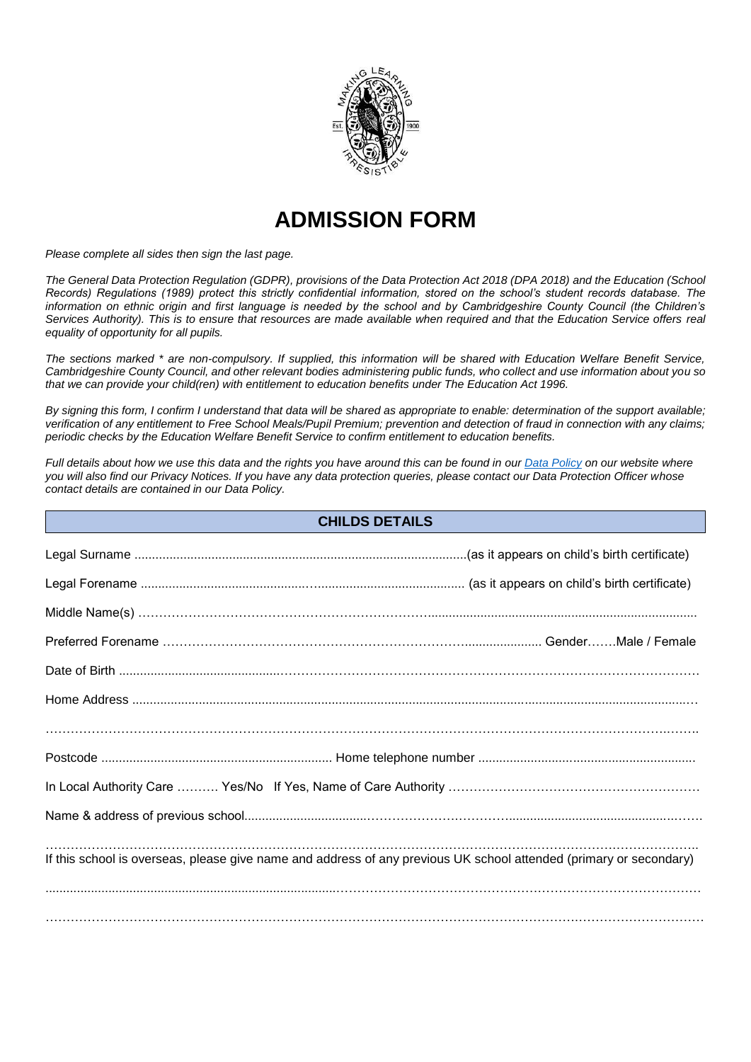# ADMISSION FORM

*Please complete all sides then sign the last page.*

*The General Data Protection Regulation (GDPR), provisions of the Data Protection Act 2018 (DPA 2018) and the Education (School Records) Regulations (1989) protect this strictly confidential information, stored on the school's student records database. The information on ethnic origin and first language is needed by the school and by Cambridgeshire County Council (the Children's Services Authority). This is to ensure that resources are made available when required and that the Education Service offers real equality of opportunity for all pupils.*

*The sections marked * are non-compulsory. If supplied, this information will be shared with Education Welfare Benefit Service, Cambridgeshire County Council, and other relevant bodies administering public funds, who collect and use information about you so that we can provide your child(ren) with entitlement to education benefits under The Education Act 1996.*

*By signing this form, I confirm I understand that data will be shared as appropriate to enable: determination of the support available; verification of any entitlement to Free School Meals/Pupil Premium; prevention and detection of fraud in connection with any claims; periodic checks by the Education Welfare Benefit Service to confirm entitlement to education benefits.*

*Full details about how we use this data and the rights you have around this can be found in our [Data Policy](#) on our website where you will also find our Privacy Notices. If you have any data protection queries, please contact our Data Protection Officer whose contact details are contained in our Data Policy.*

## CHILDS DETAILS

Legal Surname ..............................................................................................(as it appears on child's birth certificate)

Legal Forename ............................................................................................ (as it appears on child's birth certificate)

Middle Name(s) ..................................................................................................................................................

Preferred Forename ............................................................................................ Gender.......Male / Female

Date of Birth ........................................................................................................................................................

Home Address ....................................................................................................................................................

..............................................................................................................................................................................

Postcode ................................................................. Home telephone number .............................................................

In Local Authority Care .......... Yes/No If Yes, Name of Care Authority .......................................................

Name & address of previous school......................................................................................................................

..............................................................................................................................................................................

If this school is overseas, please give name and address of any previous UK school attended (primary or secondary)

..............................................................................................................................................................................

..............................................................................................................................................................................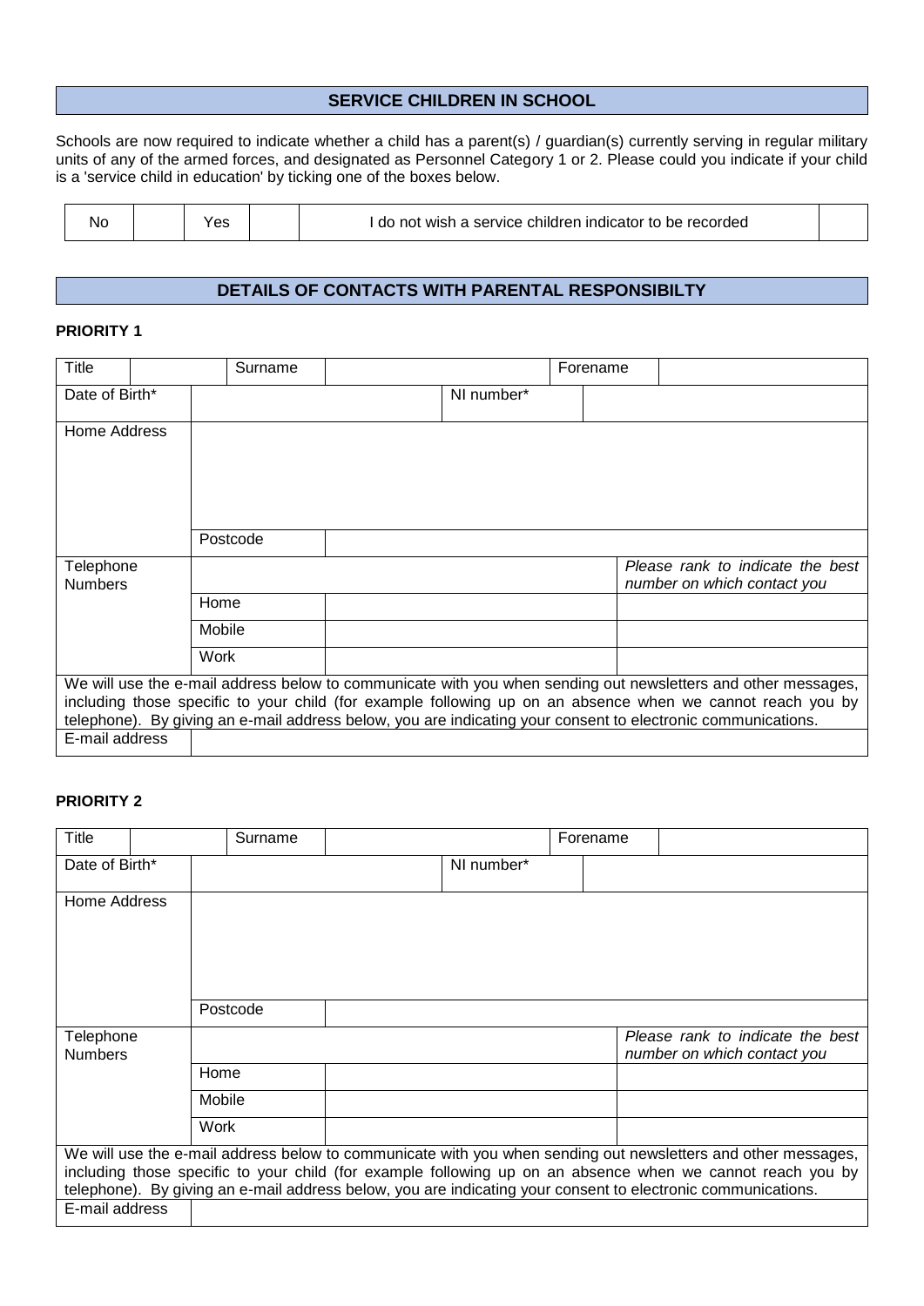## SERVICE CHILDREN IN SCHOOL

Schools are now required to indicate whether a child has a parent(s) / guardian(s) currently serving in regular military units of any of the armed forces, and designated as Personnel Category 1 or 2. Please could you indicate if your child is a 'service child in education' by ticking one of the boxes below.

| No | | Yes | | I do not wish a service children indicator to be recorded | |
|---|---|---|---|---|---|

## DETAILS OF CONTACTS WITH PARENTAL RESPONSIBILTY

**PRIORITY 1**

| Title | | Surname | | Forename | |
|---|---|---|---|---|---|
| Date of Birth* | | NI number* | | | |
| Home Address | | | | | |
| | Postcode | | | | |
| Telephone Numbers | | | *Please rank to indicate the best number on which contact you* | | |
| | Home | | | | |
| | Mobile | | | | |
| | Work | | | | |

We will use the e-mail address below to communicate with you when sending out newsletters and other messages, including those specific to your child (for example following up on an absence when we cannot reach you by telephone). By giving an e-mail address below, you are indicating your consent to electronic communications.

| E-mail address | |
|---|---|

**PRIORITY 2**

| Title | | Surname | | Forename | |
|---|---|---|---|---|---|
| Date of Birth* | | NI number* | | | |
| Home Address | | | | | |
| | Postcode | | | | |
| Telephone Numbers | | | *Please rank to indicate the best number on which contact you* | | |
| | Home | | | | |
| | Mobile | | | | |
| | Work | | | | |

We will use the e-mail address below to communicate with you when sending out newsletters and other messages, including those specific to your child (for example following up on an absence when we cannot reach you by telephone). By giving an e-mail address below, you are indicating your consent to electronic communications.

| E-mail address | |
|---|---|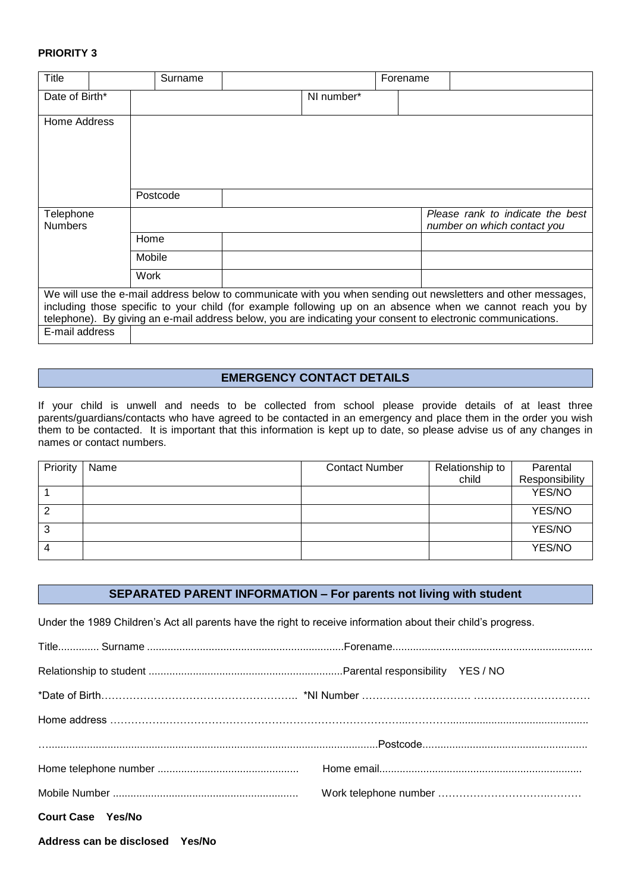**PRIORITY 3**

| Title | | Surname | | | Forename | |
|---|---|---|---|---|---|---|
| Date of Birth* | | | NI number* | | | |
| Home Address | | | | | | |
| | Postcode | | | | | |
| Telephone Numbers | | | | | *Please rank to indicate the best number on which contact you* | |
| | Home | | | | | |
| | Mobile | | | | | |
| | Work | | | | | |
| We will use the e-mail address below to communicate with you when sending out newsletters and other messages, including those specific to your child (for example following up on an absence when we cannot reach you by telephone). By giving an e-mail address below, you are indicating your consent to electronic communications. | | | | | | |
| E-mail address | | | | | | |

## EMERGENCY CONTACT DETAILS

If your child is unwell and needs to be collected from school please provide details of at least three parents/guardians/contacts who have agreed to be contacted in an emergency and place them in the order you wish them to be contacted. It is important that this information is kept up to date, so please advise us of any changes in names or contact numbers.

| Priority | Name | Contact Number | Relationship to child | Parental Responsibility |
|---|---|---|---|---|
| 1 | | | | YES/NO |
| 2 | | | | YES/NO |
| 3 | | | | YES/NO |
| 4 | | | | YES/NO |

## SEPARATED PARENT INFORMATION – For parents not living with student

Under the 1989 Children's Act all parents have the right to receive information about their child's progress.

Title.............. Surname ...................................................................Forename....................................................................

Relationship to student ..................................................................Parental responsibility YES / NO

*Date of Birth……………………………………………….. *NI Number …………………………. ……………………………

Home address ……………………………………………………………………………..………...............................................

….............................................................................................................................Postcode........................................................

Home telephone number ................................................ Home email.....................................................................

Mobile Number ............................................................... Work telephone number …………………………..………

**Court Case Yes/No**

**Address can be disclosed Yes/No**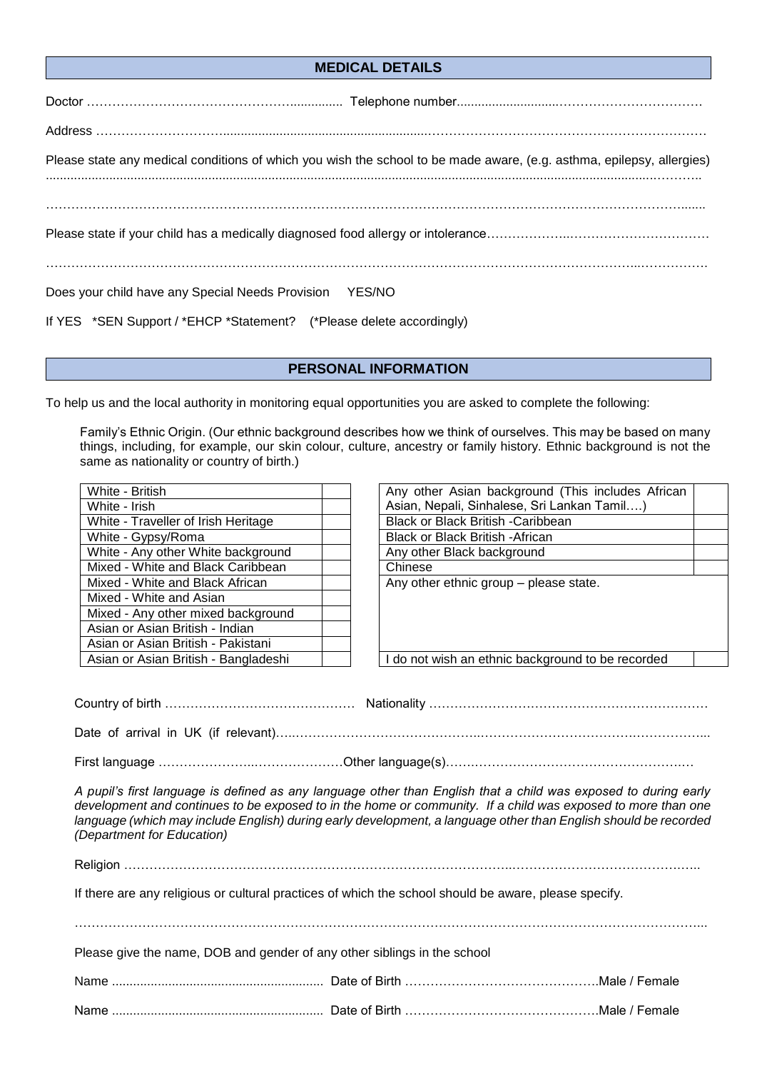## MEDICAL DETAILS

Doctor …………………………………………….............. Telephone number............................……………………………

Address ………………………….............................................................……………………………………………………

Please state any medical conditions of which you wish the school to be made aware, (e.g. asthma, epilepsy, allergies) ..................................................................................................................................................………..

……………………………………………………………………………………………………………………………......

Please state if your child has a medically diagnosed food allergy or intolerance………………..……………………………

……………………………………………………………………………………………………………………..……………

Does your child have any Special Needs Provision YES/NO

If YES *SEN Support / *EHCP *Statement? (*Please delete accordingly)

## PERSONAL INFORMATION

To help us and the local authority in monitoring equal opportunities you are asked to complete the following:

Family's Ethnic Origin. (Our ethnic background describes how we think of ourselves. This may be based on many things, including, for example, our skin colour, culture, ancestry or family history. Ethnic background is not the same as nationality or country of birth.)

| | |
|---|---|
| White - British | |
| White - Irish | |
| White - Traveller of Irish Heritage | |
| White - Gypsy/Roma | |
| White - Any other White background | |
| Mixed - White and Black Caribbean | |
| Mixed - White and Black African | |
| Mixed - White and Asian | |
| Mixed - Any other mixed background | |
| Asian or Asian British - Indian | |
| Asian or Asian British - Pakistani | |
| Asian or Asian British - Bangladeshi | |

| | |
|---|---|
| Any other Asian background (This includes African Asian, Nepali, Sinhalese, Sri Lankan Tamil….) | |
| Black or Black British -Caribbean | |
| Black or Black British -African | |
| Any other Black background | |
| Chinese | |
| Any other ethnic group – please state. | |
| I do not wish an ethnic background to be recorded | |

Country of birth ……………………………………… Nationality …………………………………………………………

Date of arrival in UK (if relevant)…..……………………………………..……………………………………………...

First language …………………..…………………Other language(s)…….……………………………………………

*A pupil's first language is defined as any language other than English that a child was exposed to during early development and continues to be exposed to in the home or community. If a child was exposed to more than one language (which may include English) during early development, a language other than English should be recorded (Department for Education)*

Religion ………………………………………………………………………………..……………………………………..

If there are any religious or cultural practices of which the school should be aware, please specify.

…………………………………………………………………………………………………………………………………...

Please give the name, DOB and gender of any other siblings in the school

Name ........................................................... Date of Birth ……………………………………….Male / Female

Name ........................................................... Date of Birth ……………………………………….Male / Female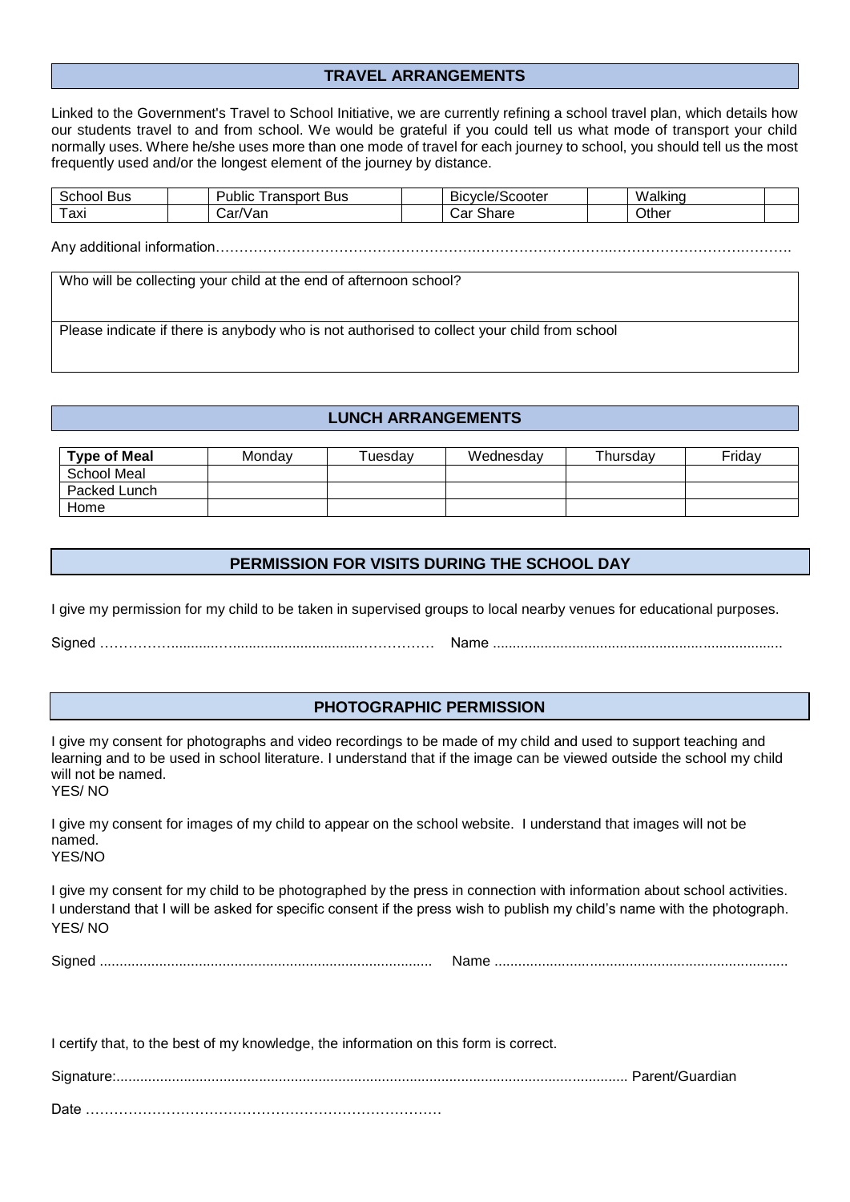## TRAVEL ARRANGEMENTS

Linked to the Government's Travel to School Initiative, we are currently refining a school travel plan, which details how our students travel to and from school. We would be grateful if you could tell us what mode of transport your child normally uses. Where he/she uses more than one mode of travel for each journey to school, you should tell us the most frequently used and/or the longest element of the journey by distance.

| | | | | | | | |
|---|---|---|---|---|---|---|---|
| School Bus | | Public Transport Bus | | Bicycle/Scooter | | Walking | |
| Taxi | | Car/Van | | Car Share | | Other | |

Any additional information……………………………………………………………………………………………………………………….

| |
|---|
| Who will be collecting your child at the end of afternoon school? |
| Please indicate if there is anybody who is not authorised to collect your child from school |

## LUNCH ARRANGEMENTS

| **Type of Meal** | Monday | Tuesday | Wednesday | Thursday | Friday |
|---|---|---|---|---|---|
| School Meal | | | | | |
| Packed Lunch | | | | | |
| Home | | | | | |

## PERMISSION FOR VISITS DURING THE SCHOOL DAY

I give my permission for my child to be taken in supervised groups to local nearby venues for educational purposes.

Signed ……………...........…...............................…………… Name ........................................................................

## PHOTOGRAPHIC PERMISSION

I give my consent for photographs and video recordings to be made of my child and used to support teaching and learning and to be used in school literature. I understand that if the image can be viewed outside the school my child will not be named.
YES/ NO

I give my consent for images of my child to appear on the school website. I understand that images will not be named.
YES/NO

I give my consent for my child to be photographed by the press in connection with information about school activities. I understand that I will be asked for specific consent if the press wish to publish my child's name with the photograph.
YES/ NO

Signed ................................................................................... Name ..........................................................................

I certify that, to the best of my knowledge, the information on this form is correct.

Signature:................................................................................................................................ Parent/Guardian

Date …………………………………………………………………